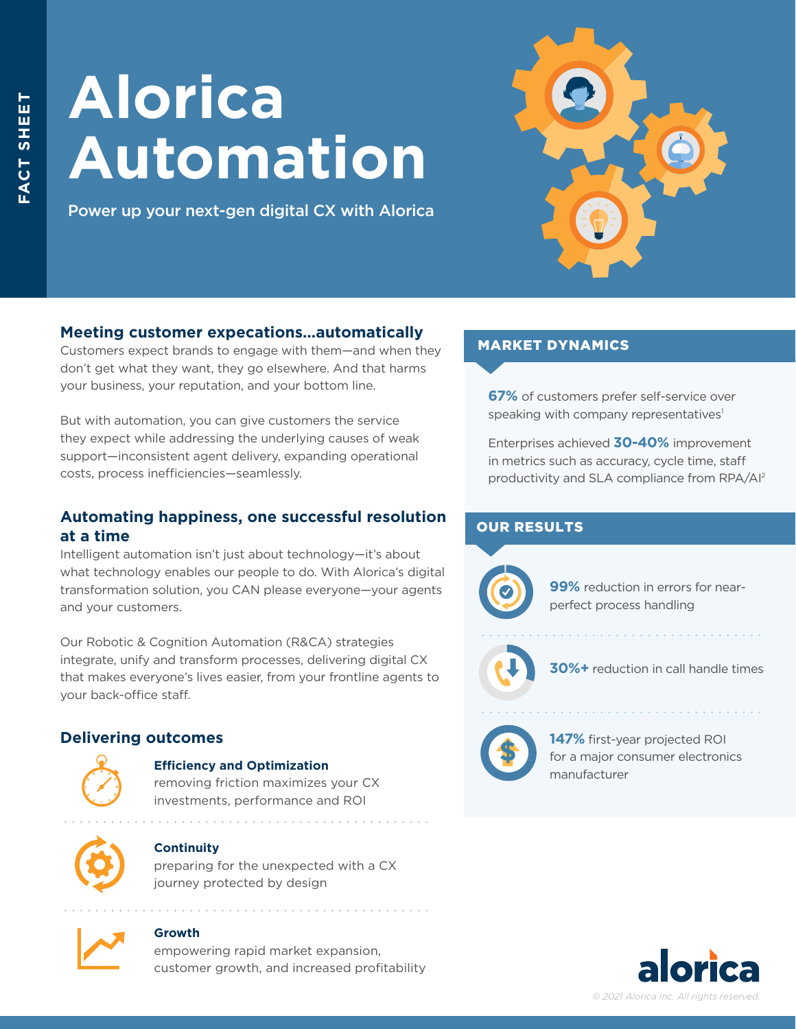FACT SHEET

# Alorica Automation

Power up your next-gen digital CX with Alorica

## Meeting customer expecations...automatically

Customers expect brands to engage with them—and when they don't get what they want, they go elsewhere. And that harms your business, your reputation, and your bottom line.

But with automation, you can give customers the service they expect while addressing the underlying causes of weak support—inconsistent agent delivery, expanding operational costs, process inefficiencies—seamlessly.

## Automating happiness, one successful resolution at a time

Intelligent automation isn't just about technology—it's about what technology enables our people to do. With Alorica's digital transformation solution, you CAN please everyone—your agents and your customers.

Our Robotic & Cognition Automation (R&CA) strategies integrate, unify and transform processes, delivering digital CX that makes everyone's lives easier, from your frontline agents to your back-office staff.

## Delivering outcomes

**Efficiency and Optimization**
removing friction maximizes your CX investments, performance and ROI

**Continuity**
preparing for the unexpected with a CX journey protected by design

**Growth**
empowering rapid market expansion, customer growth, and increased profitability

## MARKET DYNAMICS

**67%** of customers prefer self-service over speaking with company representatives[1]

Enterprises achieved **30-40%** improvement in metrics such as accuracy, cycle time, staff productivity and SLA compliance from RPA/AI[2]

## OUR RESULTS

**99%** reduction in errors for near-perfect process handling

**30%+** reduction in call handle times

**147%** first-year projected ROI for a major consumer electronics manufacturer

alorica

*© 2021 Alorica Inc. All rights reserved.*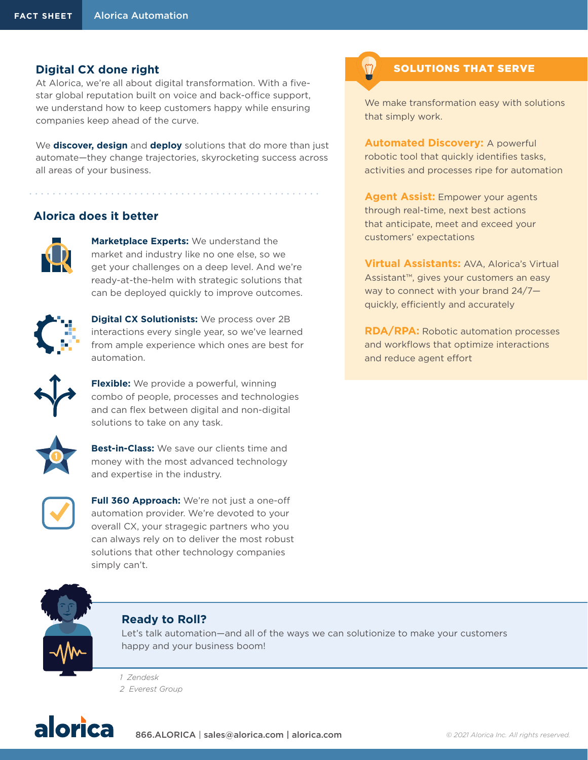## Digital CX done right

At Alorica, we're all about digital transformation. With a five-star global reputation built on voice and back-office support, we understand how to keep customers happy while ensuring companies keep ahead of the curve.

We **discover, design** and **deploy** solutions that do more than just automate—they change trajectories, skyrocketing success across all areas of your business.

## Alorica does it better

**Marketplace Experts:** We understand the market and industry like no one else, so we get your challenges on a deep level. And we're ready-at-the-helm with strategic solutions that can be deployed quickly to improve outcomes.

**Digital CX Solutionists:** We process over 2B interactions every single year, so we've learned from ample experience which ones are best for automation.

**Flexible:** We provide a powerful, winning combo of people, processes and technologies and can flex between digital and non-digital solutions to take on any task.

**Best-in-Class:** We save our clients time and money with the most advanced technology and expertise in the industry.

**Full 360 Approach:** We're not just a one-off automation provider. We're devoted to your overall CX, your stragegic partners who you can always rely on to deliver the most robust solutions that other technology companies simply can't.

## SOLUTIONS THAT SERVE

We make transformation easy with solutions that simply work.

**Automated Discovery:** A powerful robotic tool that quickly identifies tasks, activities and processes ripe for automation

**Agent Assist:** Empower your agents through real-time, next best actions that anticipate, meet and exceed your customers' expectations

**Virtual Assistants:** AVA, Alorica's Virtual Assistant™, gives your customers an easy way to connect with your brand 24/7—quickly, efficiently and accurately

**RDA/RPA:** Robotic automation processes and workflows that optimize interactions and reduce agent effort

## Ready to Roll?

Let's talk automation—and all of the ways we can solutionize to make your customers happy and your business boom!

*1 Zendesk*
*2 Everest Group*

866.ALORICA | sales@alorica.com | alorica.com

*© 2021 Alorica Inc. All rights reserved.*